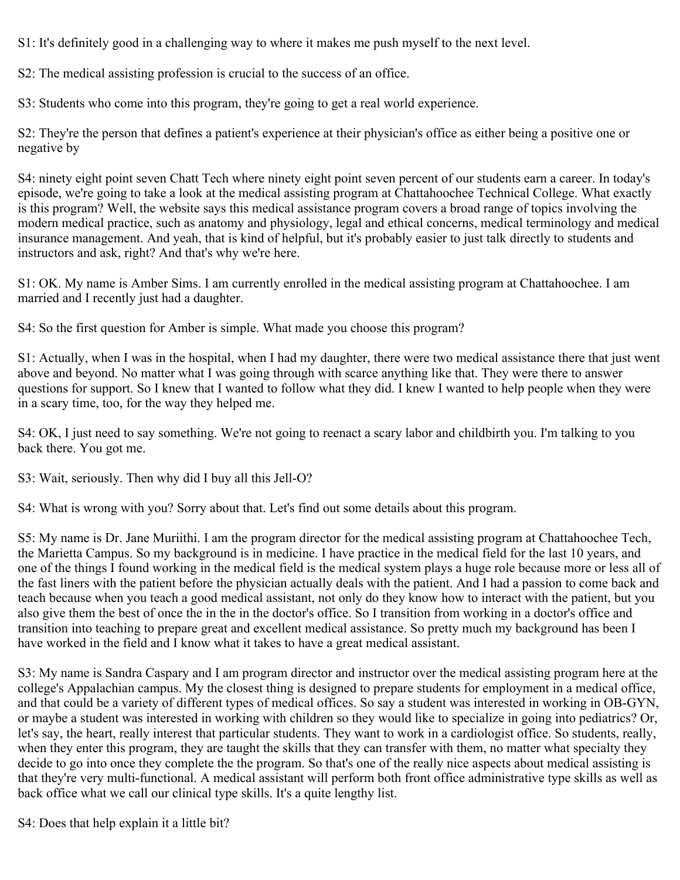S1: It's definitely good in a challenging way to where it makes me push myself to the next level.

S2: The medical assisting profession is crucial to the success of an office.

S3: Students who come into this program, they're going to get a real world experience.

S2: They're the person that defines a patient's experience at their physician's office as either being a positive one or negative by

S4: ninety eight point seven Chatt Tech where ninety eight point seven percent of our students earn a career. In today's episode, we're going to take a look at the medical assisting program at Chattahoochee Technical College. What exactly is this program? Well, the website says this medical assistance program covers a broad range of topics involving the modern medical practice, such as anatomy and physiology, legal and ethical concerns, medical terminology and medical insurance management. And yeah, that is kind of helpful, but it's probably easier to just talk directly to students and instructors and ask, right? And that's why we're here.

S1: OK. My name is Amber Sims. I am currently enrolled in the medical assisting program at Chattahoochee. I am married and I recently just had a daughter.

S4: So the first question for Amber is simple. What made you choose this program?

S1: Actually, when I was in the hospital, when I had my daughter, there were two medical assistance there that just went above and beyond. No matter what I was going through with scarce anything like that. They were there to answer questions for support. So I knew that I wanted to follow what they did. I knew I wanted to help people when they were in a scary time, too, for the way they helped me.

S4: OK, I just need to say something. We're not going to reenact a scary labor and childbirth you. I'm talking to you back there. You got me.

S3: Wait, seriously. Then why did I buy all this Jell-O?

S4: What is wrong with you? Sorry about that. Let's find out some details about this program.

S5: My name is Dr. Jane Muriithi. I am the program director for the medical assisting program at Chattahoochee Tech, the Marietta Campus. So my background is in medicine. I have practice in the medical field for the last 10 years, and one of the things I found working in the medical field is the medical system plays a huge role because more or less all of the fast liners with the patient before the physician actually deals with the patient. And I had a passion to come back and teach because when you teach a good medical assistant, not only do they know how to interact with the patient, but you also give them the best of once the in the in the doctor's office. So I transition from working in a doctor's office and transition into teaching to prepare great and excellent medical assistance. So pretty much my background has been I have worked in the field and I know what it takes to have a great medical assistant.

S3: My name is Sandra Caspary and I am program director and instructor over the medical assisting program here at the college's Appalachian campus. My the closest thing is designed to prepare students for employment in a medical office, and that could be a variety of different types of medical offices. So say a student was interested in working in OB-GYN, or maybe a student was interested in working with children so they would like to specialize in going into pediatrics? Or, let's say, the heart, really interest that particular students. They want to work in a cardiologist office. So students, really, when they enter this program, they are taught the skills that they can transfer with them, no matter what specialty they decide to go into once they complete the the program. So that's one of the really nice aspects about medical assisting is that they're very multi-functional. A medical assistant will perform both front office administrative type skills as well as back office what we call our clinical type skills. It's a quite lengthy list.

S4: Does that help explain it a little bit?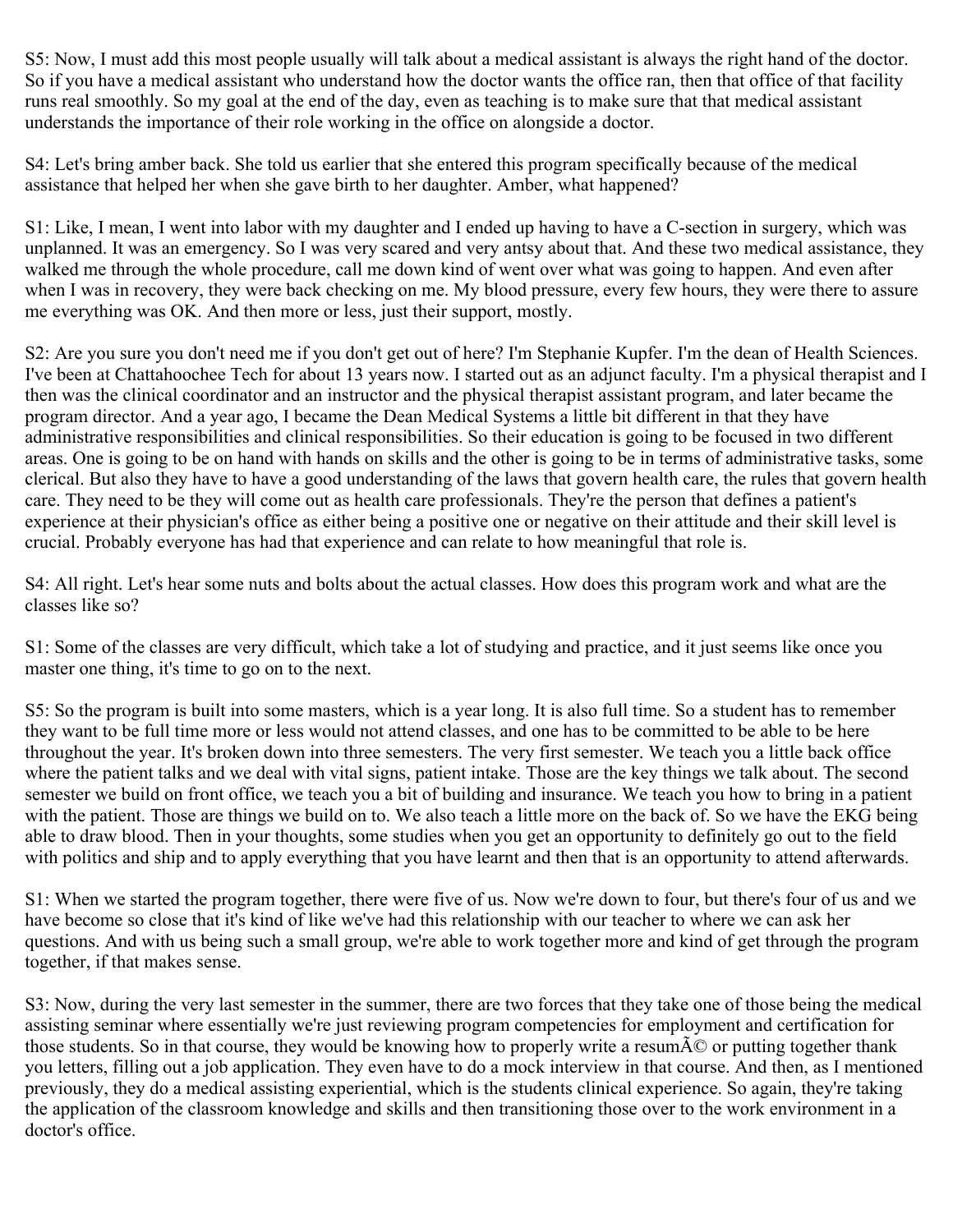S5: Now, I must add this most people usually will talk about a medical assistant is always the right hand of the doctor. So if you have a medical assistant who understand how the doctor wants the office ran, then that office of that facility runs real smoothly. So my goal at the end of the day, even as teaching is to make sure that that medical assistant understands the importance of their role working in the office on alongside a doctor.

S4: Let's bring amber back. She told us earlier that she entered this program specifically because of the medical assistance that helped her when she gave birth to her daughter. Amber, what happened?

S1: Like, I mean, I went into labor with my daughter and I ended up having to have a C-section in surgery, which was unplanned. It was an emergency. So I was very scared and very antsy about that. And these two medical assistance, they walked me through the whole procedure, call me down kind of went over what was going to happen. And even after when I was in recovery, they were back checking on me. My blood pressure, every few hours, they were there to assure me everything was OK. And then more or less, just their support, mostly.

S2: Are you sure you don't need me if you don't get out of here? I'm Stephanie Kupfer. I'm the dean of Health Sciences. I've been at Chattahoochee Tech for about 13 years now. I started out as an adjunct faculty. I'm a physical therapist and I then was the clinical coordinator and an instructor and the physical therapist assistant program, and later became the program director. And a year ago, I became the Dean Medical Systems a little bit different in that they have administrative responsibilities and clinical responsibilities. So their education is going to be focused in two different areas. One is going to be on hand with hands on skills and the other is going to be in terms of administrative tasks, some clerical. But also they have to have a good understanding of the laws that govern health care, the rules that govern health care. They need to be they will come out as health care professionals. They're the person that defines a patient's experience at their physician's office as either being a positive one or negative on their attitude and their skill level is crucial. Probably everyone has had that experience and can relate to how meaningful that role is.

S4: All right. Let's hear some nuts and bolts about the actual classes. How does this program work and what are the classes like so?

S1: Some of the classes are very difficult, which take a lot of studying and practice, and it just seems like once you master one thing, it's time to go on to the next.

S5: So the program is built into some masters, which is a year long. It is also full time. So a student has to remember they want to be full time more or less would not attend classes, and one has to be committed to be able to be here throughout the year. It's broken down into three semesters. The very first semester. We teach you a little back office where the patient talks and we deal with vital signs, patient intake. Those are the key things we talk about. The second semester we build on front office, we teach you a bit of building and insurance. We teach you how to bring in a patient with the patient. Those are things we build on to. We also teach a little more on the back of. So we have the EKG being able to draw blood. Then in your thoughts, some studies when you get an opportunity to definitely go out to the field with politics and ship and to apply everything that you have learnt and then that is an opportunity to attend afterwards.

S1: When we started the program together, there were five of us. Now we're down to four, but there's four of us and we have become so close that it's kind of like we've had this relationship with our teacher to where we can ask her questions. And with us being such a small group, we're able to work together more and kind of get through the program together, if that makes sense.

S3: Now, during the very last semester in the summer, there are two forces that they take one of those being the medical assisting seminar where essentially we're just reviewing program competencies for employment and certification for those students. So in that course, they would be knowing how to properly write a resumÃ© or putting together thank you letters, filling out a job application. They even have to do a mock interview in that course. And then, as I mentioned previously, they do a medical assisting experiential, which is the students clinical experience. So again, they're taking the application of the classroom knowledge and skills and then transitioning those over to the work environment in a doctor's office.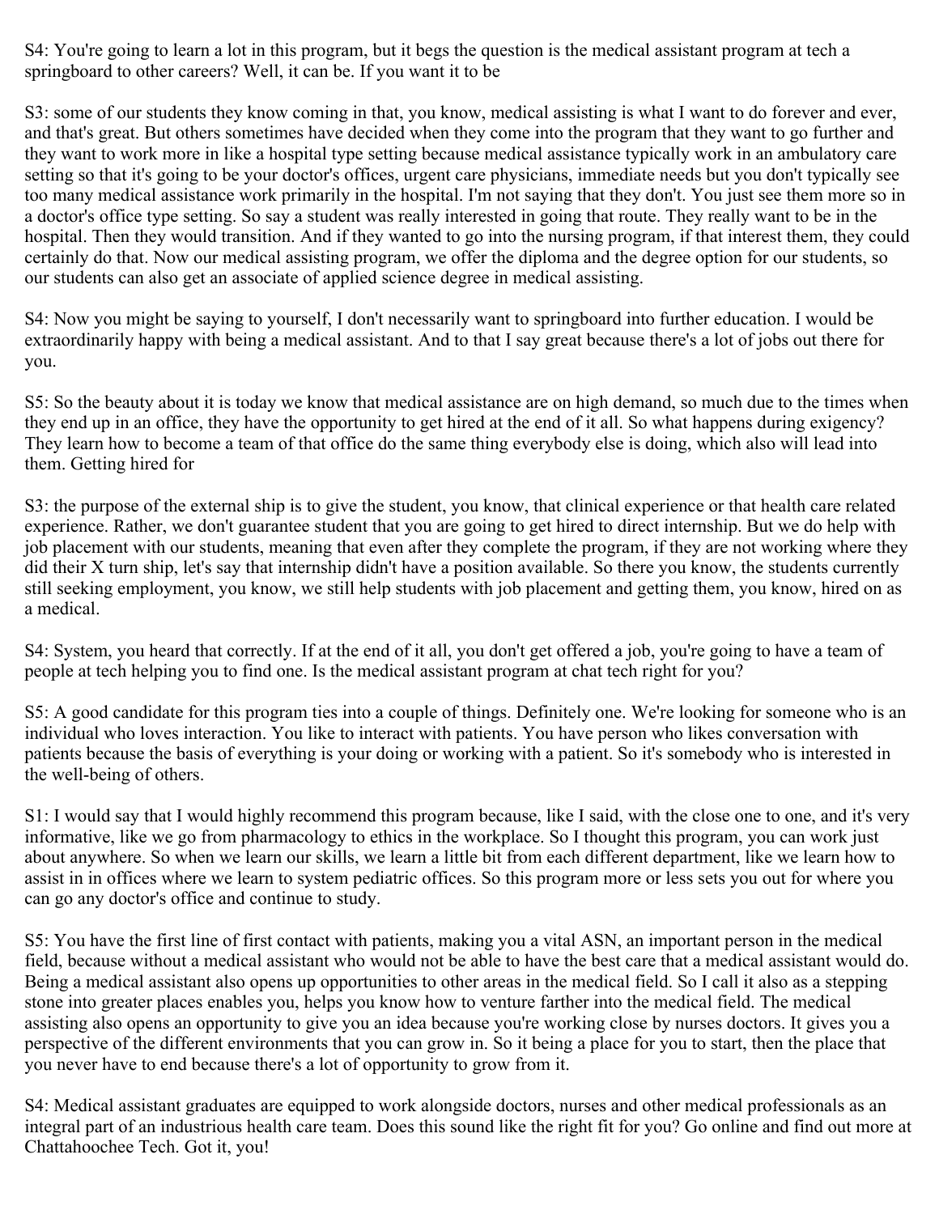S4: You're going to learn a lot in this program, but it begs the question is the medical assistant program at tech a springboard to other careers? Well, it can be. If you want it to be

S3: some of our students they know coming in that, you know, medical assisting is what I want to do forever and ever, and that's great. But others sometimes have decided when they come into the program that they want to go further and they want to work more in like a hospital type setting because medical assistance typically work in an ambulatory care setting so that it's going to be your doctor's offices, urgent care physicians, immediate needs but you don't typically see too many medical assistance work primarily in the hospital. I'm not saying that they don't. You just see them more so in a doctor's office type setting. So say a student was really interested in going that route. They really want to be in the hospital. Then they would transition. And if they wanted to go into the nursing program, if that interest them, they could certainly do that. Now our medical assisting program, we offer the diploma and the degree option for our students, so our students can also get an associate of applied science degree in medical assisting.

S4: Now you might be saying to yourself, I don't necessarily want to springboard into further education. I would be extraordinarily happy with being a medical assistant. And to that I say great because there's a lot of jobs out there for you.

S5: So the beauty about it is today we know that medical assistance are on high demand, so much due to the times when they end up in an office, they have the opportunity to get hired at the end of it all. So what happens during exigency? They learn how to become a team of that office do the same thing everybody else is doing, which also will lead into them. Getting hired for

S3: the purpose of the external ship is to give the student, you know, that clinical experience or that health care related experience. Rather, we don't guarantee student that you are going to get hired to direct internship. But we do help with job placement with our students, meaning that even after they complete the program, if they are not working where they did their X turn ship, let's say that internship didn't have a position available. So there you know, the students currently still seeking employment, you know, we still help students with job placement and getting them, you know, hired on as a medical.

S4: System, you heard that correctly. If at the end of it all, you don't get offered a job, you're going to have a team of people at tech helping you to find one. Is the medical assistant program at chat tech right for you?

S5: A good candidate for this program ties into a couple of things. Definitely one. We're looking for someone who is an individual who loves interaction. You like to interact with patients. You have person who likes conversation with patients because the basis of everything is your doing or working with a patient. So it's somebody who is interested in the well-being of others.

S1: I would say that I would highly recommend this program because, like I said, with the close one to one, and it's very informative, like we go from pharmacology to ethics in the workplace. So I thought this program, you can work just about anywhere. So when we learn our skills, we learn a little bit from each different department, like we learn how to assist in in offices where we learn to system pediatric offices. So this program more or less sets you out for where you can go any doctor's office and continue to study.

S5: You have the first line of first contact with patients, making you a vital ASN, an important person in the medical field, because without a medical assistant who would not be able to have the best care that a medical assistant would do. Being a medical assistant also opens up opportunities to other areas in the medical field. So I call it also as a stepping stone into greater places enables you, helps you know how to venture farther into the medical field. The medical assisting also opens an opportunity to give you an idea because you're working close by nurses doctors. It gives you a perspective of the different environments that you can grow in. So it being a place for you to start, then the place that you never have to end because there's a lot of opportunity to grow from it.

S4: Medical assistant graduates are equipped to work alongside doctors, nurses and other medical professionals as an integral part of an industrious health care team. Does this sound like the right fit for you? Go online and find out more at Chattahoochee Tech. Got it, you!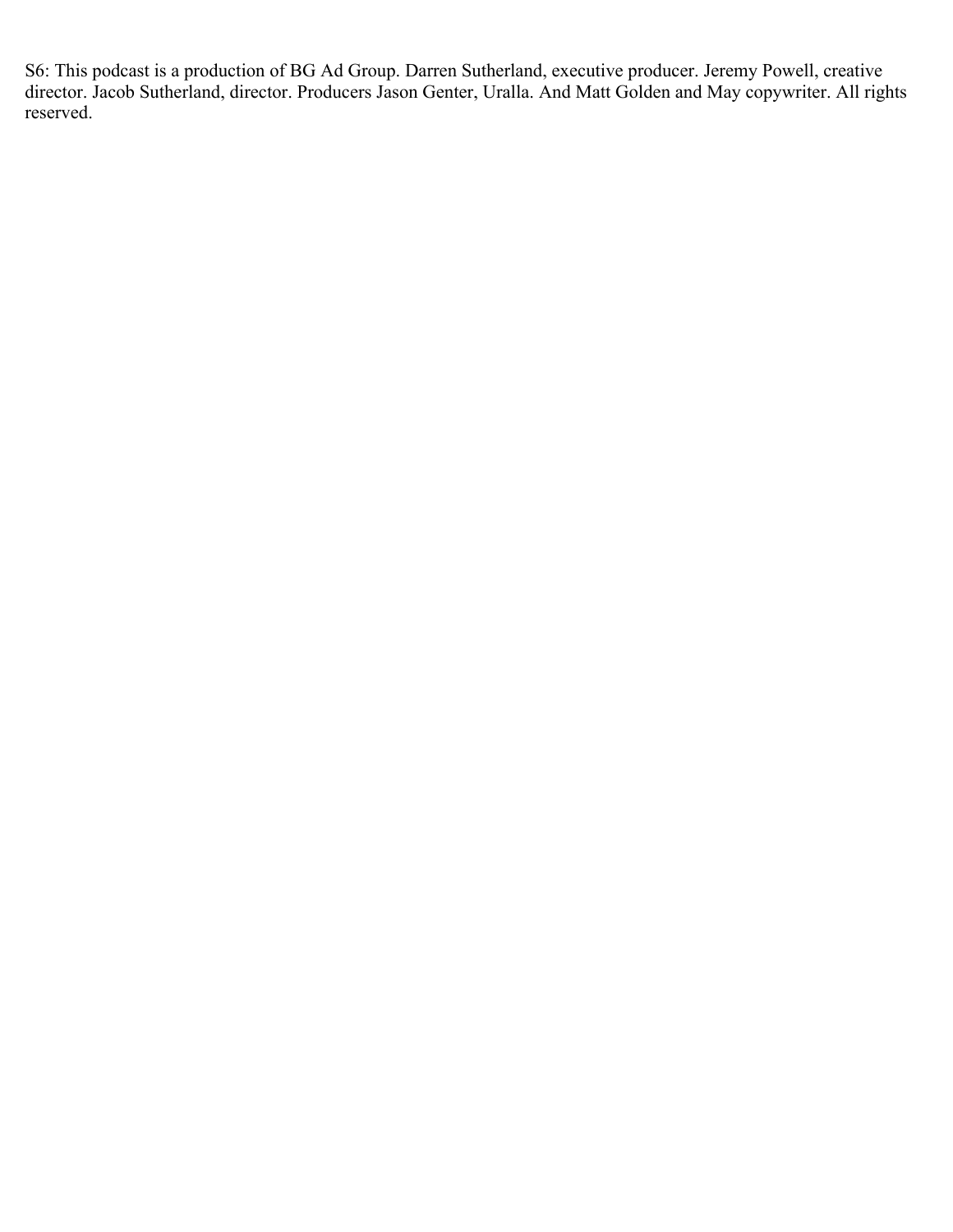S6: This podcast is a production of BG Ad Group. Darren Sutherland, executive producer. Jeremy Powell, creative director. Jacob Sutherland, director. Producers Jason Genter, Uralla. And Matt Golden and May copywriter. All rights reserved.